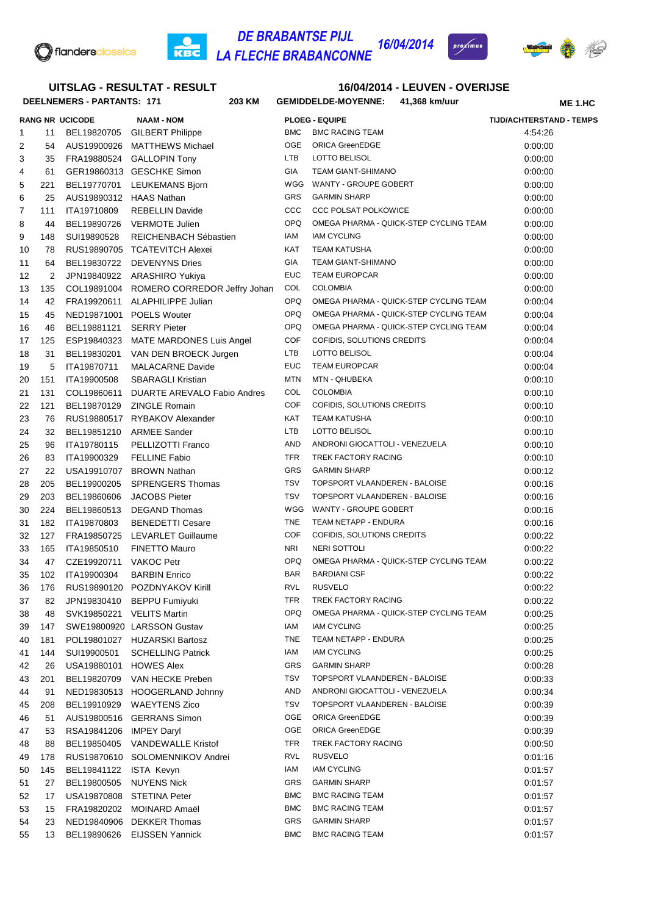# DE BRABANTSE PIJL
# LA FLECHE BRABANCONNE

16/04/2014

## UITSLAG - RESULTAT - RESULT

## 16/04/2014 - LEUVEN - OVERIJSE

**DEELNEMERS - PARTANTS: 171** **203 KM** **GEMIDDELDE-MOYENNE: 41,368 km/uur** **ME 1.HC**

| RANG | NR | UCICODE | NAAM - NOM | PLOEG - EQUIPE | | TIJD/ACHTERSTAND - TEMPS |
|---|---|---|---|---|---|---|
| 1 | 11 | BEL19820705 | GILBERT Philippe | BMC | BMC RACING TEAM | 4:54:26 |
| 2 | 54 | AUS19900926 | MATTHEWS Michael | OGE | ORICA GreenEDGE | 0:00:00 |
| 3 | 35 | FRA19880524 | GALLOPIN Tony | LTB | LOTTO BELISOL | 0:00:00 |
| 4 | 61 | GER19860313 | GESCHKE Simon | GIA | TEAM GIANT-SHIMANO | 0:00:00 |
| 5 | 221 | BEL19770701 | LEUKEMANS Bjorn | WGG | WANTY - GROUPE GOBERT | 0:00:00 |
| 6 | 25 | AUS19890312 | HAAS Nathan | GRS | GARMIN SHARP | 0:00:00 |
| 7 | 111 | ITA19710809 | REBELLIN Davide | CCC | CCC POLSAT POLKOWICE | 0:00:00 |
| 8 | 44 | BEL19890726 | VERMOTE Julien | OPQ | OMEGA PHARMA - QUICK-STEP CYCLING TEAM | 0:00:00 |
| 9 | 148 | SUI19890528 | REICHENBACH Sébastien | IAM | IAM CYCLING | 0:00:00 |
| 10 | 78 | RUS19890705 | TCATEVITCH Alexei | KAT | TEAM KATUSHA | 0:00:00 |
| 11 | 64 | BEL19830722 | DEVENYNS Dries | GIA | TEAM GIANT-SHIMANO | 0:00:00 |
| 12 | 2 | JPN19840922 | ARASHIRO Yukiya | EUC | TEAM EUROPCAR | 0:00:00 |
| 13 | 135 | COL19891004 | ROMERO CORREDOR Jeffry Johan | COL | COLOMBIA | 0:00:00 |
| 14 | 42 | FRA19920611 | ALAPHILIPPE Julian | OPQ | OMEGA PHARMA - QUICK-STEP CYCLING TEAM | 0:00:04 |
| 15 | 45 | NED19871001 | POELS Wouter | OPQ | OMEGA PHARMA - QUICK-STEP CYCLING TEAM | 0:00:04 |
| 16 | 46 | BEL19881121 | SERRY Pieter | OPQ | OMEGA PHARMA - QUICK-STEP CYCLING TEAM | 0:00:04 |
| 17 | 125 | ESP19840323 | MATE MARDONES Luis Angel | COF | COFIDIS, SOLUTIONS CREDITS | 0:00:04 |
| 18 | 31 | BEL19830201 | VAN DEN BROECK Jurgen | LTB | LOTTO BELISOL | 0:00:04 |
| 19 | 5 | ITA19870711 | MALACARNE Davide | EUC | TEAM EUROPCAR | 0:00:04 |
| 20 | 151 | ITA19900508 | SBARAGLI Kristian | MTN | MTN - QHUBEKA | 0:00:10 |
| 21 | 131 | COL19860611 | DUARTE AREVALO Fabio Andres | COL | COLOMBIA | 0:00:10 |
| 22 | 121 | BEL19870129 | ZINGLE Romain | COF | COFIDIS, SOLUTIONS CREDITS | 0:00:10 |
| 23 | 76 | RUS19880517 | RYBAKOV Alexander | KAT | TEAM KATUSHA | 0:00:10 |
| 24 | 32 | BEL19851210 | ARMEE Sander | LTB | LOTTO BELISOL | 0:00:10 |
| 25 | 96 | ITA19780115 | PELLIZOTTI Franco | AND | ANDRONI GIOCATTOLI - VENEZUELA | 0:00:10 |
| 26 | 83 | ITA19900329 | FELLINE Fabio | TFR | TREK FACTORY RACING | 0:00:10 |
| 27 | 22 | USA19910707 | BROWN Nathan | GRS | GARMIN SHARP | 0:00:12 |
| 28 | 205 | BEL19900205 | SPRENGERS Thomas | TSV | TOPSPORT VLAANDEREN - BALOISE | 0:00:16 |
| 29 | 203 | BEL19860606 | JACOBS Pieter | TSV | TOPSPORT VLAANDEREN - BALOISE | 0:00:16 |
| 30 | 224 | BEL19860513 | DEGAND Thomas | WGG | WANTY - GROUPE GOBERT | 0:00:16 |
| 31 | 182 | ITA19870803 | BENEDETTI Cesare | TNE | TEAM NETAPP - ENDURA | 0:00:16 |
| 32 | 127 | FRA19850725 | LEVARLET Guillaume | COF | COFIDIS, SOLUTIONS CREDITS | 0:00:22 |
| 33 | 165 | ITA19850510 | FINETTO Mauro | NRI | NERI SOTTOLI | 0:00:22 |
| 34 | 47 | CZE19920711 | VAKOC Petr | OPQ | OMEGA PHARMA - QUICK-STEP CYCLING TEAM | 0:00:22 |
| 35 | 102 | ITA19900304 | BARBIN Enrico | BAR | BARDIANI CSF | 0:00:22 |
| 36 | 176 | RUS19890120 | POZDNYAKOV Kirill | RVL | RUSVELO | 0:00:22 |
| 37 | 82 | JPN19830410 | BEPPU Fumiyuki | TFR | TREK FACTORY RACING | 0:00:22 |
| 38 | 48 | SVK19850221 | VELITS Martin | OPQ | OMEGA PHARMA - QUICK-STEP CYCLING TEAM | 0:00:25 |
| 39 | 147 | SWE19800920 | LARSSON Gustav | IAM | IAM CYCLING | 0:00:25 |
| 40 | 181 | POL19801027 | HUZARSKI Bartosz | TNE | TEAM NETAPP - ENDURA | 0:00:25 |
| 41 | 144 | SUI19900501 | SCHELLING Patrick | IAM | IAM CYCLING | 0:00:25 |
| 42 | 26 | USA19880101 | HOWES Alex | GRS | GARMIN SHARP | 0:00:28 |
| 43 | 201 | BEL19820709 | VAN HECKE Preben | TSV | TOPSPORT VLAANDEREN - BALOISE | 0:00:33 |
| 44 | 91 | NED19830513 | HOOGERLAND Johnny | AND | ANDRONI GIOCATTOLI - VENEZUELA | 0:00:34 |
| 45 | 208 | BEL19910929 | WAEYTENS Zico | TSV | TOPSPORT VLAANDEREN - BALOISE | 0:00:39 |
| 46 | 51 | AUS19800516 | GERRANS Simon | OGE | ORICA GreenEDGE | 0:00:39 |
| 47 | 53 | RSA19841206 | IMPEY Daryl | OGE | ORICA GreenEDGE | 0:00:39 |
| 48 | 88 | BEL19850405 | VANDEWALLE Kristof | TFR | TREK FACTORY RACING | 0:00:50 |
| 49 | 178 | RUS19870610 | SOLOMENNIKOV Andrei | RVL | RUSVELO | 0:01:16 |
| 50 | 145 | BEL19841122 | ISTA Kevyn | IAM | IAM CYCLING | 0:01:57 |
| 51 | 27 | BEL19800505 | NUYENS Nick | GRS | GARMIN SHARP | 0:01:57 |
| 52 | 17 | USA19870808 | STETINA Peter | BMC | BMC RACING TEAM | 0:01:57 |
| 53 | 15 | FRA19820202 | MOINARD Amaël | BMC | BMC RACING TEAM | 0:01:57 |
| 54 | 23 | NED19840906 | DEKKER Thomas | GRS | GARMIN SHARP | 0:01:57 |
| 55 | 13 | BEL19890626 | EIJSSEN Yannick | BMC | BMC RACING TEAM | 0:01:57 |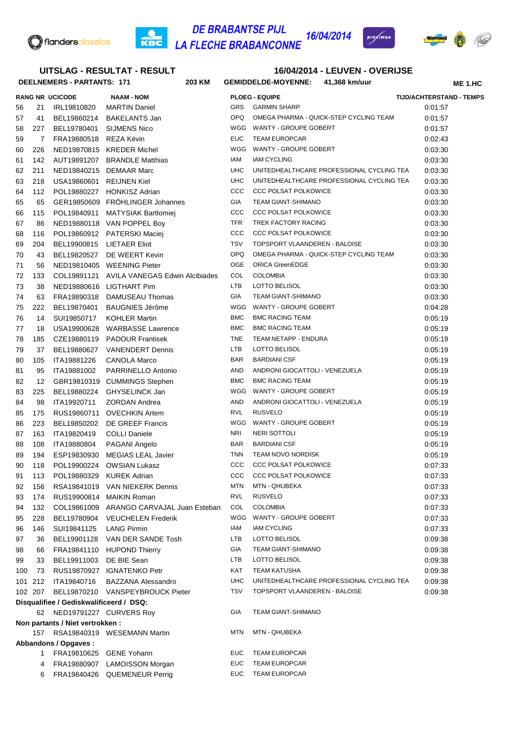# DE BRABANTSE PIJL - LA FLECHE BRABANCONNE 16/04/2014

## UITSLAG - RESULTAT - RESULT

**16/04/2014 - LEUVEN - OVERIJSE**

**DEELNEMERS - PARTANTS: 171** **203 KM** **GEMIDDELDE-MOYENNE: 41,368 km/uur** **ME 1.HC**

| RANG | NR | UCICODE | NAAM - NOM | PLOEG - EQUIPE | | TIJD/ACHTERSTAND - TEMPS |
|---|---|---|---|---|---|---|
| 56 | 21 | IRL19810820 | MARTIN Daniel | GRS | GARMIN SHARP | 0:01:57 |
| 57 | 41 | BEL19860214 | BAKELANTS Jan | OPQ | OMEGA PHARMA - QUICK-STEP CYCLING TEAM | 0:01:57 |
| 58 | 227 | BEL19780401 | SIJMENS Nico | WGG | WANTY - GROUPE GOBERT | 0:01:57 |
| 59 | 7 | FRA19880518 | REZA Kévin | EUC | TEAM EUROPCAR | 0:02:43 |
| 60 | 226 | NED19870815 | KREDER Michel | WGG | WANTY - GROUPE GOBERT | 0:03:30 |
| 61 | 142 | AUT19891207 | BRANDLE Matthias | IAM | IAM CYCLING | 0:03:30 |
| 62 | 211 | NED19840215 | DEMAAR Marc | UHC | UNITEDHEALTHCARE PROFESSIONAL CYCLING TEA | 0:03:30 |
| 63 | 218 | USA19860601 | REIJNEN Kiel | UHC | UNITEDHEALTHCARE PROFESSIONAL CYCLING TEA | 0:03:30 |
| 64 | 112 | POL19880227 | HONKISZ Adrian | CCC | CCC POLSAT POLKOWICE | 0:03:30 |
| 65 | 65 | GER19850609 | FRÖHLINGER Johannes | GIA | TEAM GIANT-SHIMANO | 0:03:30 |
| 66 | 115 | POL19840911 | MATYSIAK Bartlomiej | CCC | CCC POLSAT POLKOWICE | 0:03:30 |
| 67 | 86 | NED19880118 | VAN POPPEL Boy | TFR | TREK FACTORY RACING | 0:03:30 |
| 68 | 116 | POL19860912 | PATERSKI Maciej | CCC | CCC POLSAT POLKOWICE | 0:03:30 |
| 69 | 204 | BEL19900815 | LIETAER Eliot | TSV | TOPSPORT VLAANDEREN - BALOISE | 0:03:30 |
| 70 | 43 | BEL19820527 | DE WEERT Kevin | OPQ | OMEGA PHARMA - QUICK-STEP CYCLING TEAM | 0:03:30 |
| 71 | 56 | NED19810405 | WEENING Pieter | OGE | ORICA GreenEDGE | 0:03:30 |
| 72 | 133 | COL19891121 | AVILA VANEGAS Edwin Alcibiades | COL | COLOMBIA | 0:03:30 |
| 73 | 38 | NED19880616 | LIGTHART Pim | LTB | LOTTO BELISOL | 0:03:30 |
| 74 | 63 | FRA19890318 | DAMUSEAU Thomas | GIA | TEAM GIANT-SHIMANO | 0:03:30 |
| 75 | 222 | BEL19870401 | BAUGNIES Jérôme | WGG | WANTY - GROUPE GOBERT | 0:04:28 |
| 76 | 14 | SUI19850717 | KOHLER Martin | BMC | BMC RACING TEAM | 0:05:19 |
| 77 | 18 | USA19900628 | WARBASSE Lawrence | BMC | BMC RACING TEAM | 0:05:19 |
| 78 | 185 | CZE19880119 | PADOUR Frantisek | TNE | TEAM NETAPP - ENDURA | 0:05:19 |
| 79 | 37 | BEL19880627 | VANENDERT Dennis | LTB | LOTTO BELISOL | 0:05:19 |
| 80 | 105 | ITA19881226 | CANOLA Marco | BAR | BARDIANI CSF | 0:05:19 |
| 81 | 95 | ITA19881002 | PARRINELLO Antonio | AND | ANDRONI GIOCATTOLI - VENEZUELA | 0:05:19 |
| 82 | 12 | GBR19810319 | CUMMINGS Stephen | BMC | BMC RACING TEAM | 0:05:19 |
| 83 | 225 | BEL19880224 | GHYSELINCK Jan | WGG | WANTY - GROUPE GOBERT | 0:05:19 |
| 84 | 98 | ITA19920711 | ZORDAN Andrea | AND | ANDRONI GIOCATTOLI - VENEZUELA | 0:05:19 |
| 85 | 175 | RUS19860711 | OVECHKIN Artem | RVL | RUSVELO | 0:05:19 |
| 86 | 223 | BEL19850202 | DE GREEF Francis | WGG | WANTY - GROUPE GOBERT | 0:05:19 |
| 87 | 163 | ITA19820419 | COLLI Daniele | NRI | NERI SOTTOLI | 0:05:19 |
| 88 | 108 | ITA19880804 | PAGANI Angelo | BAR | BARDIANI CSF | 0:05:19 |
| 89 | 194 | ESP19830930 | MEGIAS LEAL Javier | TNN | TEAM NOVO NORDISK | 0:05:19 |
| 90 | 118 | POL19900224 | OWSIAN Lukasz | CCC | CCC POLSAT POLKOWICE | 0:07:33 |
| 91 | 113 | POL19880329 | KUREK Adrian | CCC | CCC POLSAT POLKOWICE | 0:07:33 |
| 92 | 156 | RSA19841019 | VAN NIEKERK Dennis | MTN | MTN - QHUBEKA | 0:07:33 |
| 93 | 174 | RUS19900814 | MAIKIN Roman | RVL | RUSVELO | 0:07:33 |
| 94 | 132 | COL19861009 | ARANGO CARVAJAL Juan Esteban | COL | COLOMBIA | 0:07:33 |
| 95 | 228 | BEL19780904 | VEUCHELEN Frederik | WGG | WANTY - GROUPE GOBERT | 0:07:33 |
| 96 | 146 | SUI19841125 | LANG Pirmin | IAM | IAM CYCLING | 0:07:33 |
| 97 | 36 | BEL19901128 | VAN DER SANDE Tosh | LTB | LOTTO BELISOL | 0:09:38 |
| 98 | 66 | FRA19841110 | HUPOND Thierry | GIA | TEAM GIANT-SHIMANO | 0:09:38 |
| 99 | 33 | BEL19911003 | DE BIE Sean | LTB | LOTTO BELISOL | 0:09:38 |
| 100 | 73 | RUS19870927 | IGNATENKO Petr | KAT | TEAM KATUSHA | 0:09:38 |
| 101 | 212 | ITA19840716 | BAZZANA Alessandro | UHC | UNITEDHEALTHCARE PROFESSIONAL CYCLING TEA | 0:09:38 |
| 102 | 207 | BEL19870210 | VANSPEYBROUCK Pieter | TSV | TOPSPORT VLAANDEREN - BALOISE | 0:09:38 |

**Disqualifiee / Gediskwalificeerd / DSQ:**

| | NR | UCICODE | NAAM - NOM | PLOEG - EQUIPE | |
|---|---|---|---|---|---|
| | 62 | NED19791227 | CURVERS Roy | GIA | TEAM GIANT-SHIMANO |

**Non partants / Niet vertrokken :**

| | NR | UCICODE | NAAM - NOM | PLOEG - EQUIPE | |
|---|---|---|---|---|---|
| | 157 | RSA19840319 | WESEMANN Martin | MTN | MTN - QHUBEKA |

**Abbandons / Opgaves :**

| | NR | UCICODE | NAAM - NOM | PLOEG - EQUIPE | |
|---|---|---|---|---|---|
| | 1 | FRA19810625 | GENE Yohann | EUC | TEAM EUROPCAR |
| | 4 | FRA19880907 | LAMOISSON Morgan | EUC | TEAM EUROPCAR |
| | 6 | FRA19840426 | QUEMENEUR Perrig | EUC | TEAM EUROPCAR |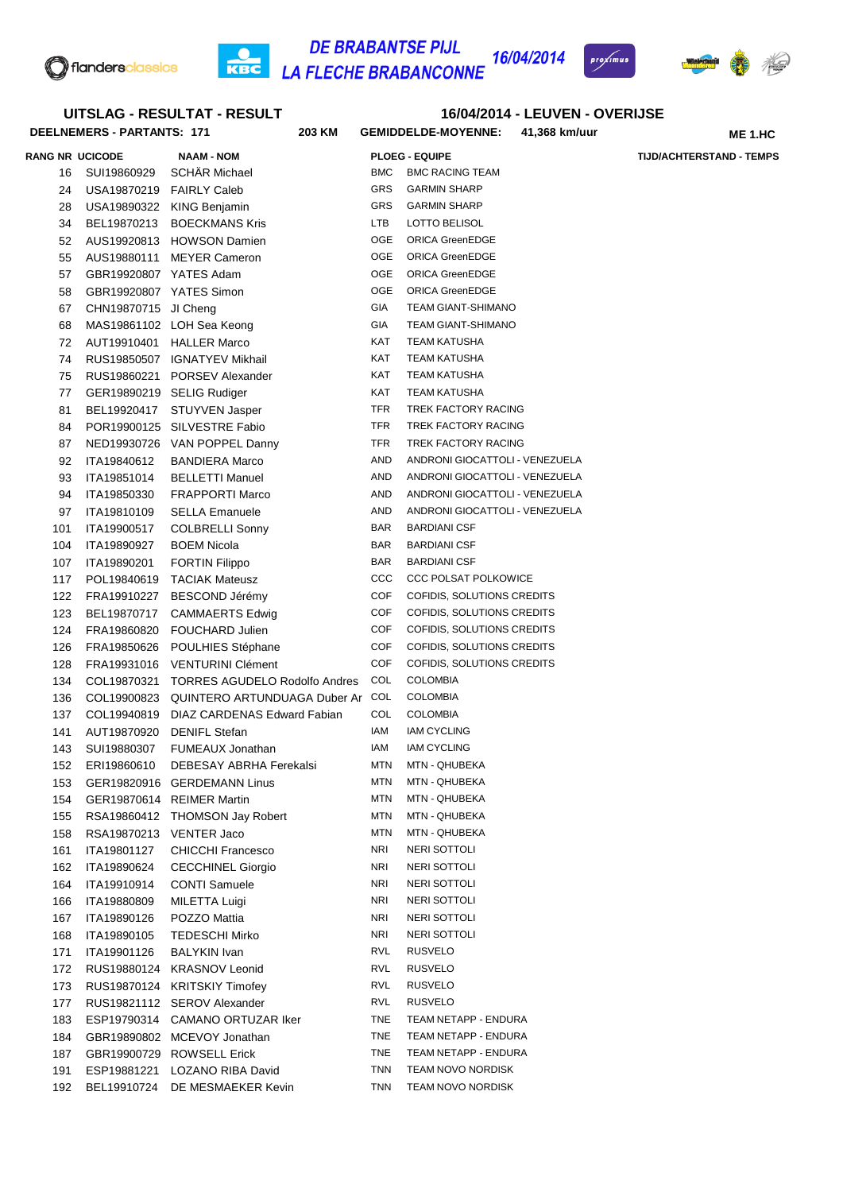# DE BRABANTSE PIJL
# LA FLECHE BRABANCONNE

16/04/2014

## UITSLAG - RESULTAT - RESULT

## 16/04/2014 - LEUVEN - OVERIJSE

**DEELNEMERS - PARTANTS: 171** | **203 KM** | **GEMIDDELDE-MOYENNE: 41,368 km/uur** | **ME 1.HC**

| RANG | NR | UCICODE | NAAM - NOM | PLOEG - EQUIPE | | TIJD/ACHTERSTAND - TEMPS |
|---|---|---|---|---|---|---|
| | 16 | SUI19860929 | SCHÄR Michael | BMC | BMC RACING TEAM | |
| | 24 | USA19870219 | FAIRLY Caleb | GRS | GARMIN SHARP | |
| | 28 | USA19890322 | KING Benjamin | GRS | GARMIN SHARP | |
| | 34 | BEL19870213 | BOECKMANS Kris | LTB | LOTTO BELISOL | |
| | 52 | AUS19920813 | HOWSON Damien | OGE | ORICA GreenEDGE | |
| | 55 | AUS19880111 | MEYER Cameron | OGE | ORICA GreenEDGE | |
| | 57 | GBR19920807 | YATES Adam | OGE | ORICA GreenEDGE | |
| | 58 | GBR19920807 | YATES Simon | OGE | ORICA GreenEDGE | |
| | 67 | CHN19870715 | JI Cheng | GIA | TEAM GIANT-SHIMANO | |
| | 68 | MAS19861102 | LOH Sea Keong | GIA | TEAM GIANT-SHIMANO | |
| | 72 | AUT19910401 | HALLER Marco | KAT | TEAM KATUSHA | |
| | 74 | RUS19850507 | IGNATYEV Mikhail | KAT | TEAM KATUSHA | |
| | 75 | RUS19860221 | PORSEV Alexander | KAT | TEAM KATUSHA | |
| | 77 | GER19890219 | SELIG Rudiger | KAT | TEAM KATUSHA | |
| | 81 | BEL19920417 | STUYVEN Jasper | TFR | TREK FACTORY RACING | |
| | 84 | POR19900125 | SILVESTRE Fabio | TFR | TREK FACTORY RACING | |
| | 87 | NED19930726 | VAN POPPEL Danny | TFR | TREK FACTORY RACING | |
| | 92 | ITA19840612 | BANDIERA Marco | AND | ANDRONI GIOCATTOLI - VENEZUELA | |
| | 93 | ITA19851014 | BELLETTI Manuel | AND | ANDRONI GIOCATTOLI - VENEZUELA | |
| | 94 | ITA19850330 | FRAPPORTI Marco | AND | ANDRONI GIOCATTOLI - VENEZUELA | |
| | 97 | ITA19810109 | SELLA Emanuele | AND | ANDRONI GIOCATTOLI - VENEZUELA | |
| | 101 | ITA19900517 | COLBRELLI Sonny | BAR | BARDIANI CSF | |
| | 104 | ITA19890927 | BOEM Nicola | BAR | BARDIANI CSF | |
| | 107 | ITA19890201 | FORTIN Filippo | BAR | BARDIANI CSF | |
| | 117 | POL19840619 | TACIAK Mateusz | CCC | CCC POLSAT POLKOWICE | |
| | 122 | FRA19910227 | BESCOND Jérémy | COF | COFIDIS, SOLUTIONS CREDITS | |
| | 123 | BEL19870717 | CAMMAERTS Edwig | COF | COFIDIS, SOLUTIONS CREDITS | |
| | 124 | FRA19860820 | FOUCHARD Julien | COF | COFIDIS, SOLUTIONS CREDITS | |
| | 126 | FRA19850626 | POULHIES Stéphane | COF | COFIDIS, SOLUTIONS CREDITS | |
| | 128 | FRA19931016 | VENTURINI Clément | COF | COFIDIS, SOLUTIONS CREDITS | |
| | 134 | COL19870321 | TORRES AGUDELO Rodolfo Andres | COL | COLOMBIA | |
| | 136 | COL19900823 | QUINTERO ARTUNDUAGA Duber Ar | COL | COLOMBIA | |
| | 137 | COL19940819 | DIAZ CARDENAS Edward Fabian | COL | COLOMBIA | |
| | 141 | AUT19870920 | DENIFL Stefan | IAM | IAM CYCLING | |
| | 143 | SUI19880307 | FUMEAUX Jonathan | IAM | IAM CYCLING | |
| | 152 | ERI19860610 | DEBESAY ABRHA Ferekalsi | MTN | MTN - QHUBEKA | |
| | 153 | GER19820916 | GERDEMANN Linus | MTN | MTN - QHUBEKA | |
| | 154 | GER19870614 | REIMER Martin | MTN | MTN - QHUBEKA | |
| | 155 | RSA19860412 | THOMSON Jay Robert | MTN | MTN - QHUBEKA | |
| | 158 | RSA19870213 | VENTER Jaco | MTN | MTN - QHUBEKA | |
| | 161 | ITA19801127 | CHICCHI Francesco | NRI | NERI SOTTOLI | |
| | 162 | ITA19890624 | CECCHINEL Giorgio | NRI | NERI SOTTOLI | |
| | 164 | ITA19910914 | CONTI Samuele | NRI | NERI SOTTOLI | |
| | 166 | ITA19880809 | MILETTA Luigi | NRI | NERI SOTTOLI | |
| | 167 | ITA19890126 | POZZO Mattia | NRI | NERI SOTTOLI | |
| | 168 | ITA19890105 | TEDESCHI Mirko | NRI | NERI SOTTOLI | |
| | 171 | ITA19901126 | BALYKIN Ivan | RVL | RUSVELO | |
| | 172 | RUS19880124 | KRASNOV Leonid | RVL | RUSVELO | |
| | 173 | RUS19870124 | KRITSKIY Timofey | RVL | RUSVELO | |
| | 177 | RUS19821112 | SEROV Alexander | RVL | RUSVELO | |
| | 183 | ESP19790314 | CAMANO ORTUZAR Iker | TNE | TEAM NETAPP - ENDURA | |
| | 184 | GBR19890802 | MCEVOY Jonathan | TNE | TEAM NETAPP - ENDURA | |
| | 187 | GBR19900729 | ROWSELL Erick | TNE | TEAM NETAPP - ENDURA | |
| | 191 | ESP19881221 | LOZANO RIBA David | TNN | TEAM NOVO NORDISK | |
| | 192 | BEL19910724 | DE MESMAEKER Kevin | TNN | TEAM NOVO NORDISK | |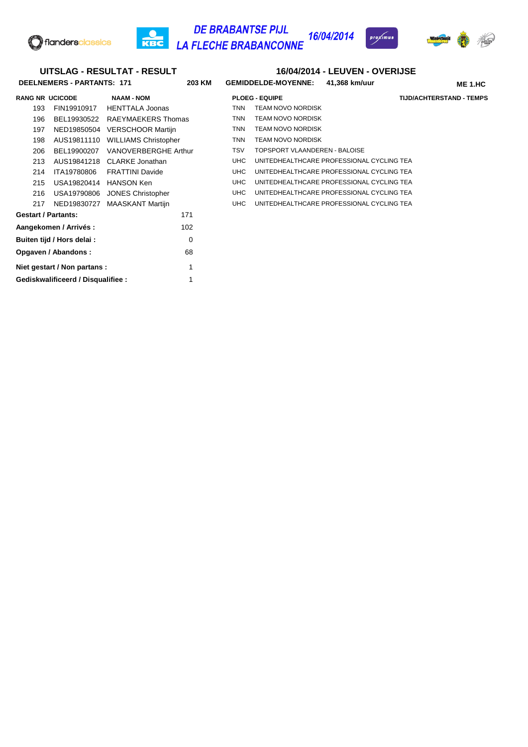# DE BRABANTSE PIJL
# LA FLECHE BRABANCONNE
16/04/2014

## UITSLAG - RESULTAT - RESULT

## 16/04/2014 - LEUVEN - OVERIJSE

**DEELNEMERS - PARTANTS: 171** **203 KM** **GEMIDDELDE-MOYENNE: 41,368 km/uur** **ME 1.HC**

| RANG | NR | UCICODE | NAAM - NOM | PLOEG - EQUIPE | | TIJD/ACHTERSTAND - TEMPS |
|---|---|---|---|---|---|---|
| | 193 | FIN19910917 | HENTTALA Joonas | TNN | TEAM NOVO NORDISK | |
| | 196 | BEL19930522 | RAEYMAEKERS Thomas | TNN | TEAM NOVO NORDISK | |
| | 197 | NED19850504 | VERSCHOOR Martijn | TNN | TEAM NOVO NORDISK | |
| | 198 | AUS19811110 | WILLIAMS Christopher | TNN | TEAM NOVO NORDISK | |
| | 206 | BEL19900207 | VANOVERBERGHE Arthur | TSV | TOPSPORT VLAANDEREN - BALOISE | |
| | 213 | AUS19841218 | CLARKE Jonathan | UHC | UNITEDHEALTHCARE PROFESSIONAL CYCLING TEA | |
| | 214 | ITA19780806 | FRATTINI Davide | UHC | UNITEDHEALTHCARE PROFESSIONAL CYCLING TEA | |
| | 215 | USA19820414 | HANSON Ken | UHC | UNITEDHEALTHCARE PROFESSIONAL CYCLING TEA | |
| | 216 | USA19790806 | JONES Christopher | UHC | UNITEDHEALTHCARE PROFESSIONAL CYCLING TEA | |
| | 217 | NED19830727 | MAASKANT Martijn | UHC | UNITEDHEALTHCARE PROFESSIONAL CYCLING TEA | |

| | |
|---|---|
| **Gestart / Partants:** | 171 |
| **Aangekomen / Arrivés :** | 102 |
| **Buiten tijd / Hors delai :** | 0 |
| **Opgaven / Abandons :** | 68 |
| **Niet gestart / Non partans :** | 1 |
| **Gediskwalificeerd / Disqualifiee :** | 1 |